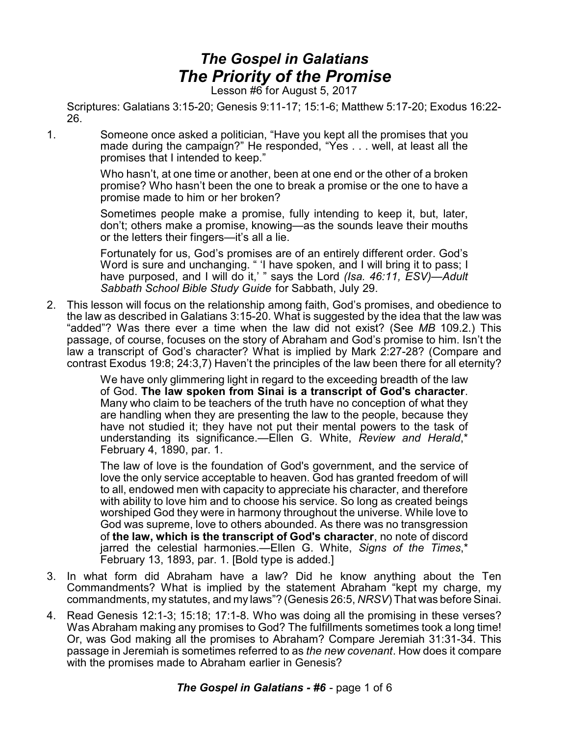# *The Gospel in Galatians*

# *The Priority of the Promise*

Lesson #6 for August 5, 2017

Scriptures: Galatians 3:15-20; Genesis 9:11-17; 15:1-6; Matthew 5:17-20; Exodus 16:22-26.

1. Someone once asked a politician, "Have you kept all the promises that you made during the campaign?" He responded, "Yes . . . well, at least all the promises that I intended to keep."

   Who hasn't, at one time or another, been at one end or the other of a broken promise? Who hasn't been the one to break a promise or the one to have a promise made to him or her broken?

   Sometimes people make a promise, fully intending to keep it, but, later, don't; others make a promise, knowing—as the sounds leave their mouths or the letters their fingers—it's all a lie.

   Fortunately for us, God's promises are of an entirely different order. God's Word is sure and unchanging. " 'I have spoken, and I will bring it to pass; I have purposed, and I will do it,' " says the Lord *(Isa. 46:11, ESV)—Adult Sabbath School Bible Study Guide* for Sabbath, July 29.

2. This lesson will focus on the relationship among faith, God's promises, and obedience to the law as described in Galatians 3:15-20. What is suggested by the idea that the law was "added"? Was there ever a time when the law did not exist? (See *MB* 109.2.) This passage, of course, focuses on the story of Abraham and God's promise to him. Isn't the law a transcript of God's character? What is implied by Mark 2:27-28? (Compare and contrast Exodus 19:8; 24:3,7) Haven't the principles of the law been there for all eternity?

   > We have only glimmering light in regard to the exceeding breadth of the law of God. **The law spoken from Sinai is a transcript of God's character**. Many who claim to be teachers of the truth have no conception of what they are handling when they are presenting the law to the people, because they have not studied it; they have not put their mental powers to the task of understanding its significance.—Ellen G. White, *Review and Herald*,* February 4, 1890, par. 1.

   > The law of love is the foundation of God's government, and the service of love the only service acceptable to heaven. God has granted freedom of will to all, endowed men with capacity to appreciate his character, and therefore with ability to love him and to choose his service. So long as created beings worshiped God they were in harmony throughout the universe. While love to God was supreme, love to others abounded. As there was no transgression of **the law, which is the transcript of God's character**, no note of discord jarred the celestial harmonies.—Ellen G. White, *Signs of the Times*,* February 13, 1893, par. 1. [Bold type is added.]

3. In what form did Abraham have a law? Did he know anything about the Ten Commandments? What is implied by the statement Abraham "kept my charge, my commandments, my statutes, and my laws"? (Genesis 26:5, *NRSV*) That was before Sinai.

4. Read Genesis 12:1-3; 15:18; 17:1-8. Who was doing all the promising in these verses? Was Abraham making any promises to God? The fulfillments sometimes took a long time! Or, was God making all the promises to Abraham? Compare Jeremiah 31:31-34. This passage in Jeremiah is sometimes referred to as *the new covenant*. How does it compare with the promises made to Abraham earlier in Genesis?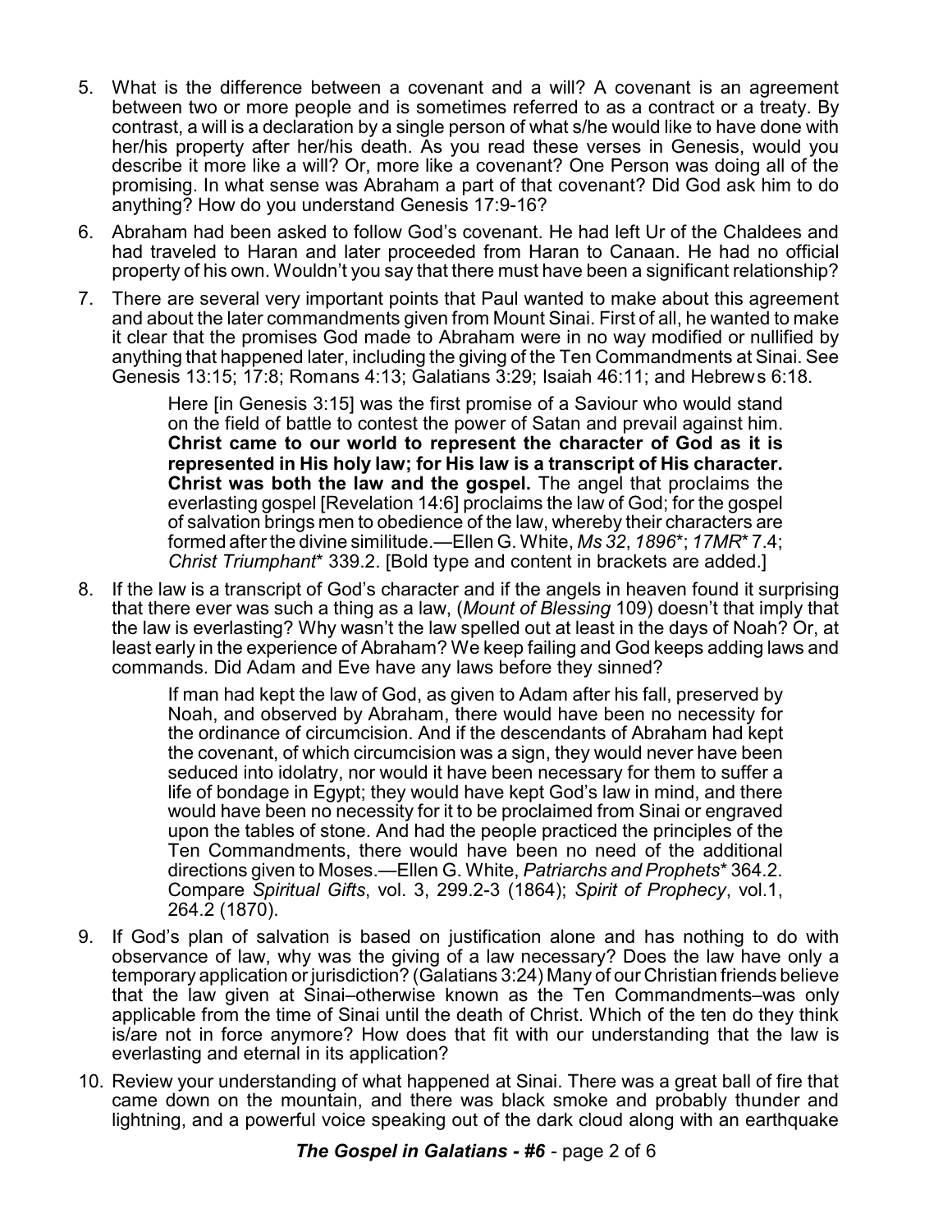5. What is the difference between a covenant and a will? A covenant is an agreement between two or more people and is sometimes referred to as a contract or a treaty. By contrast, a will is a declaration by a single person of what s/he would like to have done with her/his property after her/his death. As you read these verses in Genesis, would you describe it more like a will? Or, more like a covenant? One Person was doing all of the promising. In what sense was Abraham a part of that covenant? Did God ask him to do anything? How do you understand Genesis 17:9-16?

6. Abraham had been asked to follow God's covenant. He had left Ur of the Chaldees and had traveled to Haran and later proceeded from Haran to Canaan. He had no official property of his own. Wouldn't you say that there must have been a significant relationship?

7. There are several very important points that Paul wanted to make about this agreement and about the later commandments given from Mount Sinai. First of all, he wanted to make it clear that the promises God made to Abraham were in no way modified or nullified by anything that happened later, including the giving of the Ten Commandments at Sinai. See Genesis 13:15; 17:8; Romans 4:13; Galatians 3:29; Isaiah 46:11; and Hebrews 6:18.

   > Here [in Genesis 3:15] was the first promise of a Saviour who would stand on the field of battle to contest the power of Satan and prevail against him. **Christ came to our world to represent the character of God as it is represented in His holy law; for His law is a transcript of His character. Christ was both the law and the gospel.** The angel that proclaims the everlasting gospel [Revelation 14:6] proclaims the law of God; for the gospel of salvation brings men to obedience of the law, whereby their characters are formed after the divine similitude.—Ellen G. White, *Ms 32*, *1896*\*; *17MR*\* 7.4; *Christ Triumphant*\* 339.2. [Bold type and content in brackets are added.]

8. If the law is a transcript of God's character and if the angels in heaven found it surprising that there ever was such a thing as a law, (*Mount of Blessing* 109) doesn't that imply that the law is everlasting? Why wasn't the law spelled out at least in the days of Noah? Or, at least early in the experience of Abraham? We keep failing and God keeps adding laws and commands. Did Adam and Eve have any laws before they sinned?

   > If man had kept the law of God, as given to Adam after his fall, preserved by Noah, and observed by Abraham, there would have been no necessity for the ordinance of circumcision. And if the descendants of Abraham had kept the covenant, of which circumcision was a sign, they would never have been seduced into idolatry, nor would it have been necessary for them to suffer a life of bondage in Egypt; they would have kept God's law in mind, and there would have been no necessity for it to be proclaimed from Sinai or engraved upon the tables of stone. And had the people practiced the principles of the Ten Commandments, there would have been no need of the additional directions given to Moses.—Ellen G. White, *Patriarchs and Prophets*\* 364.2. Compare *Spiritual Gifts*, vol. 3, 299.2-3 (1864); *Spirit of Prophecy*, vol.1, 264.2 (1870).

9. If God's plan of salvation is based on justification alone and has nothing to do with observance of law, why was the giving of a law necessary? Does the law have only a temporary application or jurisdiction? (Galatians 3:24) Many of our Christian friends believe that the law given at Sinai–otherwise known as the Ten Commandments–was only applicable from the time of Sinai until the death of Christ. Which of the ten do they think is/are not in force anymore? How does that fit with our understanding that the law is everlasting and eternal in its application?

10. Review your understanding of what happened at Sinai. There was a great ball of fire that came down on the mountain, and there was black smoke and probably thunder and lightning, and a powerful voice speaking out of the dark cloud along with an earthquake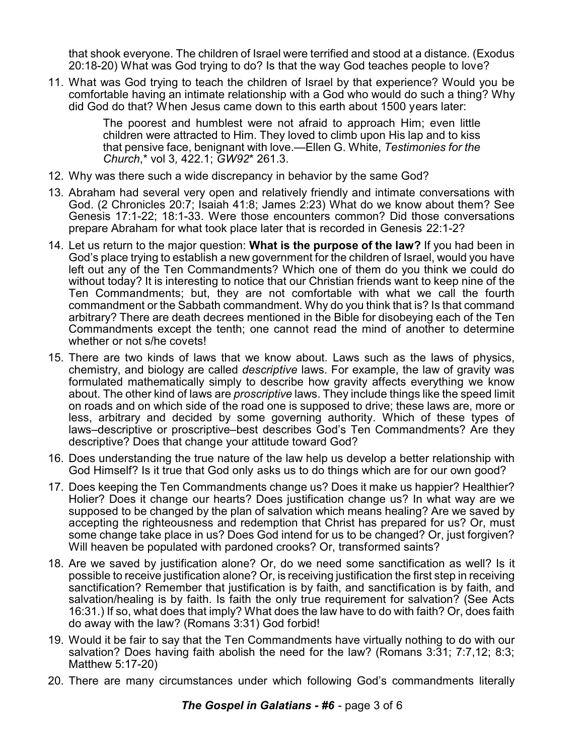that shook everyone. The children of Israel were terrified and stood at a distance. (Exodus 20:18-20) What was God trying to do? Is that the way God teaches people to love?

11. What was God trying to teach the children of Israel by that experience? Would you be comfortable having an intimate relationship with a God who would do such a thing? Why did God do that? When Jesus came down to this earth about 1500 years later:

    > The poorest and humblest were not afraid to approach Him; even little children were attracted to Him. They loved to climb upon His lap and to kiss that pensive face, benignant with love.—Ellen G. White, *Testimonies for the Church*,* vol 3, 422.1; *GW92** 261.3.

12. Why was there such a wide discrepancy in behavior by the same God?

13. Abraham had several very open and relatively friendly and intimate conversations with God. (2 Chronicles 20:7; Isaiah 41:8; James 2:23) What do we know about them? See Genesis 17:1-22; 18:1-33. Were those encounters common? Did those conversations prepare Abraham for what took place later that is recorded in Genesis 22:1-2?

14. Let us return to the major question: **What is the purpose of the law?** If you had been in God's place trying to establish a new government for the children of Israel, would you have left out any of the Ten Commandments? Which one of them do you think we could do without today? It is interesting to notice that our Christian friends want to keep nine of the Ten Commandments; but, they are not comfortable with what we call the fourth commandment or the Sabbath commandment. Why do you think that is? Is that command arbitrary? There are death decrees mentioned in the Bible for disobeying each of the Ten Commandments except the tenth; one cannot read the mind of another to determine whether or not s/he covets!

15. There are two kinds of laws that we know about. Laws such as the laws of physics, chemistry, and biology are called *descriptive* laws. For example, the law of gravity was formulated mathematically simply to describe how gravity affects everything we know about. The other kind of laws are *proscriptive* laws. They include things like the speed limit on roads and on which side of the road one is supposed to drive; these laws are, more or less, arbitrary and decided by some governing authority. Which of these types of laws–descriptive or proscriptive–best describes God's Ten Commandments? Are they descriptive? Does that change your attitude toward God?

16. Does understanding the true nature of the law help us develop a better relationship with God Himself? Is it true that God only asks us to do things which are for our own good?

17. Does keeping the Ten Commandments change us? Does it make us happier? Healthier? Holier? Does it change our hearts? Does justification change us? In what way are we supposed to be changed by the plan of salvation which means healing? Are we saved by accepting the righteousness and redemption that Christ has prepared for us? Or, must some change take place in us? Does God intend for us to be changed? Or, just forgiven? Will heaven be populated with pardoned crooks? Or, transformed saints?

18. Are we saved by justification alone? Or, do we need some sanctification as well? Is it possible to receive justification alone? Or, is receiving justification the first step in receiving sanctification? Remember that justification is by faith, and sanctification is by faith, and salvation/healing is by faith. Is faith the only true requirement for salvation? (See Acts 16:31.) If so, what does that imply? What does the law have to do with faith? Or, does faith do away with the law? (Romans 3:31) God forbid!

19. Would it be fair to say that the Ten Commandments have virtually nothing to do with our salvation? Does having faith abolish the need for the law? (Romans 3:31; 7:7,12; 8:3; Matthew 5:17-20)

20. There are many circumstances under which following God's commandments literally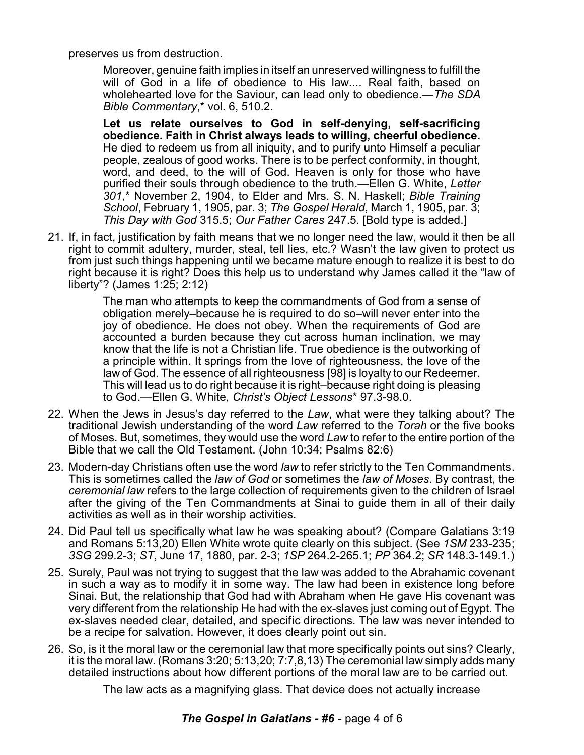preserves us from destruction.

> Moreover, genuine faith implies in itself an unreserved willingness to fulfill the will of God in a life of obedience to His law.... Real faith, based on wholehearted love for the Saviour, can lead only to obedience.—*The SDA Bible Commentary*,* vol. 6, 510.2.
>
> **Let us relate ourselves to God in self-denying, self-sacrificing obedience. Faith in Christ always leads to willing, cheerful obedience.** He died to redeem us from all iniquity, and to purify unto Himself a peculiar people, zealous of good works. There is to be perfect conformity, in thought, word, and deed, to the will of God. Heaven is only for those who have purified their souls through obedience to the truth.—Ellen G. White, *Letter 301*,* November 2, 1904, to Elder and Mrs. S. N. Haskell; *Bible Training School*, February 1, 1905, par. 3; *The Gospel Herald*, March 1, 1905, par. 3; *This Day with God* 315.5; *Our Father Cares* 247.5. [Bold type is added.]

21. If, in fact, justification by faith means that we no longer need the law, would it then be all right to commit adultery, murder, steal, tell lies, etc.? Wasn't the law given to protect us from just such things happening until we became mature enough to realize it is best to do right because it is right? Does this help us to understand why James called it the "law of liberty"? (James 1:25; 2:12)

> The man who attempts to keep the commandments of God from a sense of obligation merely–because he is required to do so–will never enter into the joy of obedience. He does not obey. When the requirements of God are accounted a burden because they cut across human inclination, we may know that the life is not a Christian life. True obedience is the outworking of a principle within. It springs from the love of righteousness, the love of the law of God. The essence of all righteousness [98] is loyalty to our Redeemer. This will lead us to do right because it is right–because right doing is pleasing to God.—Ellen G. White, *Christ's Object Lessons** 97.3-98.0.

22. When the Jews in Jesus's day referred to the *Law*, what were they talking about? The traditional Jewish understanding of the word *Law* referred to the *Torah* or the five books of Moses. But, sometimes, they would use the word *Law* to refer to the entire portion of the Bible that we call the Old Testament. (John 10:34; Psalms 82:6)

23. Modern-day Christians often use the word *law* to refer strictly to the Ten Commandments. This is sometimes called the *law of God* or sometimes the *law of Moses*. By contrast, the *ceremonial law* refers to the large collection of requirements given to the children of Israel after the giving of the Ten Commandments at Sinai to guide them in all of their daily activities as well as in their worship activities.

24. Did Paul tell us specifically what law he was speaking about? (Compare Galatians 3:19 and Romans 5:13,20) Ellen White wrote quite clearly on this subject. (See *1SM* 233-235; *3SG* 299.2-3; *ST*, June 17, 1880, par. 2-3; *1SP* 264.2-265.1; *PP* 364.2; *SR* 148.3-149.1.)

25. Surely, Paul was not trying to suggest that the law was added to the Abrahamic covenant in such a way as to modify it in some way. The law had been in existence long before Sinai. But, the relationship that God had with Abraham when He gave His covenant was very different from the relationship He had with the ex-slaves just coming out of Egypt. The ex-slaves needed clear, detailed, and specific directions. The law was never intended to be a recipe for salvation. However, it does clearly point out sin.

26. So, is it the moral law or the ceremonial law that more specifically points out sins? Clearly, it is the moral law. (Romans 3:20; 5:13,20; 7:7,8,13) The ceremonial law simply adds many detailed instructions about how different portions of the moral law are to be carried out.

> The law acts as a magnifying glass. That device does not actually increase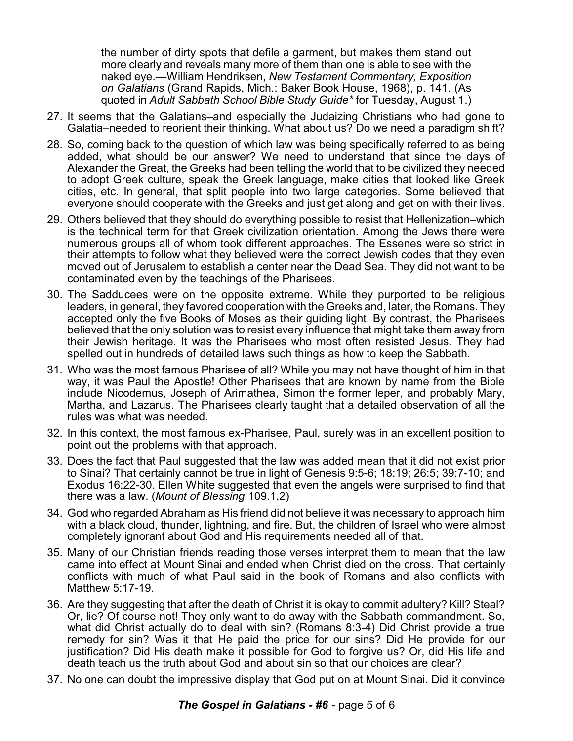the number of dirty spots that defile a garment, but makes them stand out more clearly and reveals many more of them than one is able to see with the naked eye.—William Hendriksen, *New Testament Commentary, Exposition on Galatians* (Grand Rapids, Mich.: Baker Book House, 1968), p. 141. (As quoted in *Adult Sabbath School Bible Study Guide** for Tuesday, August 1.)

27. It seems that the Galatians–and especially the Judaizing Christians who had gone to Galatia–needed to reorient their thinking. What about us? Do we need a paradigm shift?
28. So, coming back to the question of which law was being specifically referred to as being added, what should be our answer? We need to understand that since the days of Alexander the Great, the Greeks had been telling the world that to be civilized they needed to adopt Greek culture, speak the Greek language, make cities that looked like Greek cities, etc. In general, that split people into two large categories. Some believed that everyone should cooperate with the Greeks and just get along and get on with their lives.
29. Others believed that they should do everything possible to resist that Hellenization–which is the technical term for that Greek civilization orientation. Among the Jews there were numerous groups all of whom took different approaches. The Essenes were so strict in their attempts to follow what they believed were the correct Jewish codes that they even moved out of Jerusalem to establish a center near the Dead Sea. They did not want to be contaminated even by the teachings of the Pharisees.
30. The Sadducees were on the opposite extreme. While they purported to be religious leaders, in general, they favored cooperation with the Greeks and, later, the Romans. They accepted only the five Books of Moses as their guiding light. By contrast, the Pharisees believed that the only solution was to resist every influence that might take them away from their Jewish heritage. It was the Pharisees who most often resisted Jesus. They had spelled out in hundreds of detailed laws such things as how to keep the Sabbath.
31. Who was the most famous Pharisee of all? While you may not have thought of him in that way, it was Paul the Apostle! Other Pharisees that are known by name from the Bible include Nicodemus, Joseph of Arimathea, Simon the former leper, and probably Mary, Martha, and Lazarus. The Pharisees clearly taught that a detailed observation of all the rules was what was needed.
32. In this context, the most famous ex-Pharisee, Paul, surely was in an excellent position to point out the problems with that approach.
33. Does the fact that Paul suggested that the law was added mean that it did not exist prior to Sinai? That certainly cannot be true in light of Genesis 9:5-6; 18:19; 26:5; 39:7-10; and Exodus 16:22-30. Ellen White suggested that even the angels were surprised to find that there was a law. (*Mount of Blessing* 109.1,2)
34. God who regarded Abraham as His friend did not believe it was necessary to approach him with a black cloud, thunder, lightning, and fire. But, the children of Israel who were almost completely ignorant about God and His requirements needed all of that.
35. Many of our Christian friends reading those verses interpret them to mean that the law came into effect at Mount Sinai and ended when Christ died on the cross. That certainly conflicts with much of what Paul said in the book of Romans and also conflicts with Matthew 5:17-19.
36. Are they suggesting that after the death of Christ it is okay to commit adultery? Kill? Steal? Or, lie? Of course not! They only want to do away with the Sabbath commandment. So, what did Christ actually do to deal with sin? (Romans 8:3-4) Did Christ provide a true remedy for sin? Was it that He paid the price for our sins? Did He provide for our justification? Did His death make it possible for God to forgive us? Or, did His life and death teach us the truth about God and about sin so that our choices are clear?
37. No one can doubt the impressive display that God put on at Mount Sinai. Did it convince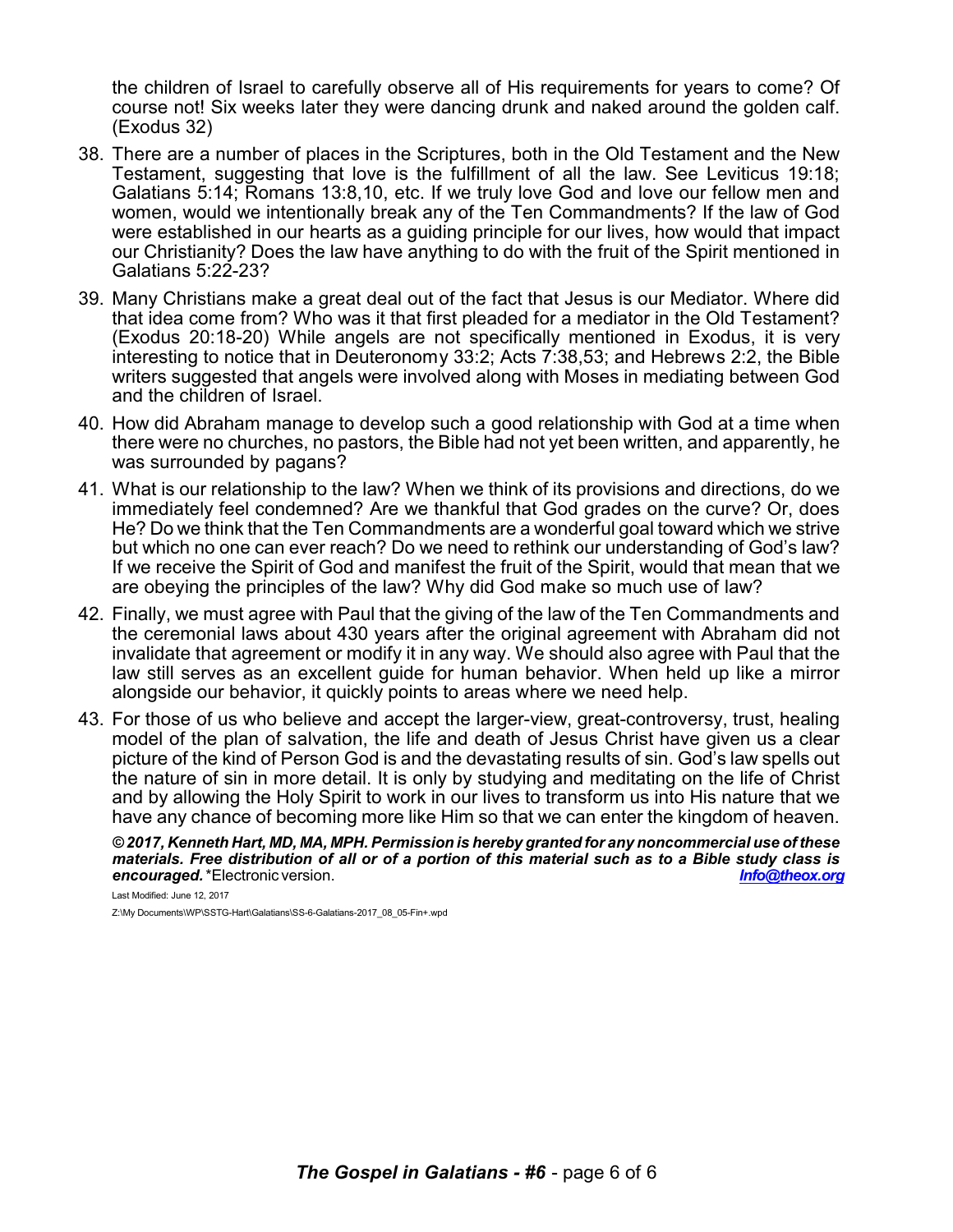the children of Israel to carefully observe all of His requirements for years to come? Of course not! Six weeks later they were dancing drunk and naked around the golden calf. (Exodus 32)

38. There are a number of places in the Scriptures, both in the Old Testament and the New Testament, suggesting that love is the fulfillment of all the law. See Leviticus 19:18; Galatians 5:14; Romans 13:8,10, etc. If we truly love God and love our fellow men and women, would we intentionally break any of the Ten Commandments? If the law of God were established in our hearts as a guiding principle for our lives, how would that impact our Christianity? Does the law have anything to do with the fruit of the Spirit mentioned in Galatians 5:22-23?

39. Many Christians make a great deal out of the fact that Jesus is our Mediator. Where did that idea come from? Who was it that first pleaded for a mediator in the Old Testament? (Exodus 20:18-20) While angels are not specifically mentioned in Exodus, it is very interesting to notice that in Deuteronomy 33:2; Acts 7:38,53; and Hebrews 2:2, the Bible writers suggested that angels were involved along with Moses in mediating between God and the children of Israel.

40. How did Abraham manage to develop such a good relationship with God at a time when there were no churches, no pastors, the Bible had not yet been written, and apparently, he was surrounded by pagans?

41. What is our relationship to the law? When we think of its provisions and directions, do we immediately feel condemned? Are we thankful that God grades on the curve? Or, does He? Do we think that the Ten Commandments are a wonderful goal toward which we strive but which no one can ever reach? Do we need to rethink our understanding of God's law? If we receive the Spirit of God and manifest the fruit of the Spirit, would that mean that we are obeying the principles of the law? Why did God make so much use of law?

42. Finally, we must agree with Paul that the giving of the law of the Ten Commandments and the ceremonial laws about 430 years after the original agreement with Abraham did not invalidate that agreement or modify it in any way. We should also agree with Paul that the law still serves as an excellent guide for human behavior. When held up like a mirror alongside our behavior, it quickly points to areas where we need help.

43. For those of us who believe and accept the larger-view, great-controversy, trust, healing model of the plan of salvation, the life and death of Jesus Christ have given us a clear picture of the kind of Person God is and the devastating results of sin. God's law spells out the nature of sin in more detail. It is only by studying and meditating on the life of Christ and by allowing the Holy Spirit to work in our lives to transform us into His nature that we have any chance of becoming more like Him so that we can enter the kingdom of heaven.

***© 2017, Kenneth Hart, MD, MA, MPH. Permission is hereby granted for any noncommercial use of these materials. Free distribution of all or of a portion of this material such as to a Bible study class is encouraged.*** *Electronic version. ***Info@theox.org***

Last Modified: June 12, 2017

Z:\My Documents\WP\SSTG-Hart\Galatians\SS-6-Galatians-2017_08_05-Fin+.wpd